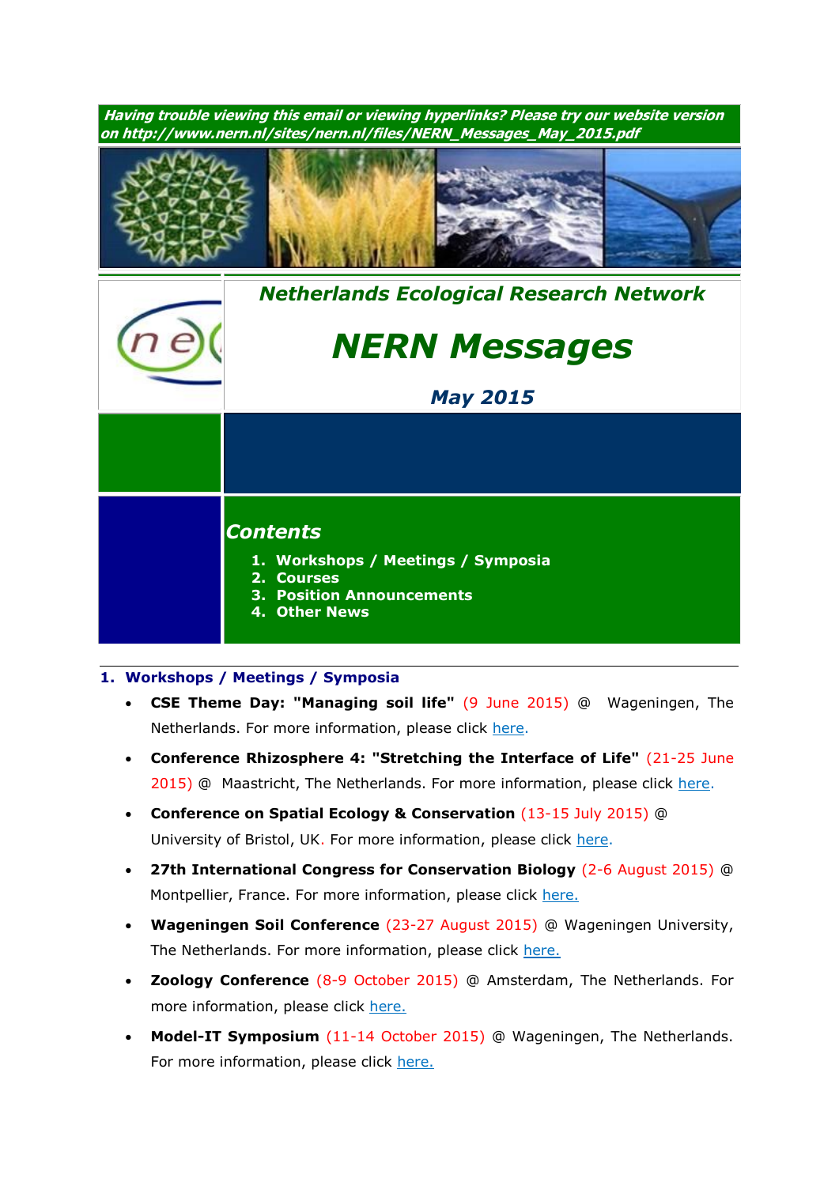***Having trouble viewing this email or viewing hyperlinks? Please try our website version on http://www.nern.nl/sites/nern.nl/files/NERN_Messages_May_2015.pdf***

***Netherlands Ecological Research Network***

# *NERN Messages*

***May 2015***

## *Contents*

1. **Workshops / Meetings / Symposia**
2. **Courses**
3. **Position Announcements**
4. **Other News**

---

## 1. Workshops / Meetings / Symposia

- **CSE Theme Day: "Managing soil life"** (9 June 2015) @ Wageningen, The Netherlands. For more information, please click here.
- **Conference Rhizosphere 4: "Stretching the Interface of Life"** (21-25 June 2015) @ Maastricht, The Netherlands. For more information, please click here.
- **Conference on Spatial Ecology & Conservation** (13-15 July 2015) @ University of Bristol, UK. For more information, please click here.
- **27th International Congress for Conservation Biology** (2-6 August 2015) @ Montpellier, France. For more information, please click here.
- **Wageningen Soil Conference** (23-27 August 2015) @ Wageningen University, The Netherlands. For more information, please click here.
- **Zoology Conference** (8-9 October 2015) @ Amsterdam, The Netherlands. For more information, please click here.
- **Model-IT Symposium** (11-14 October 2015) @ Wageningen, The Netherlands. For more information, please click here.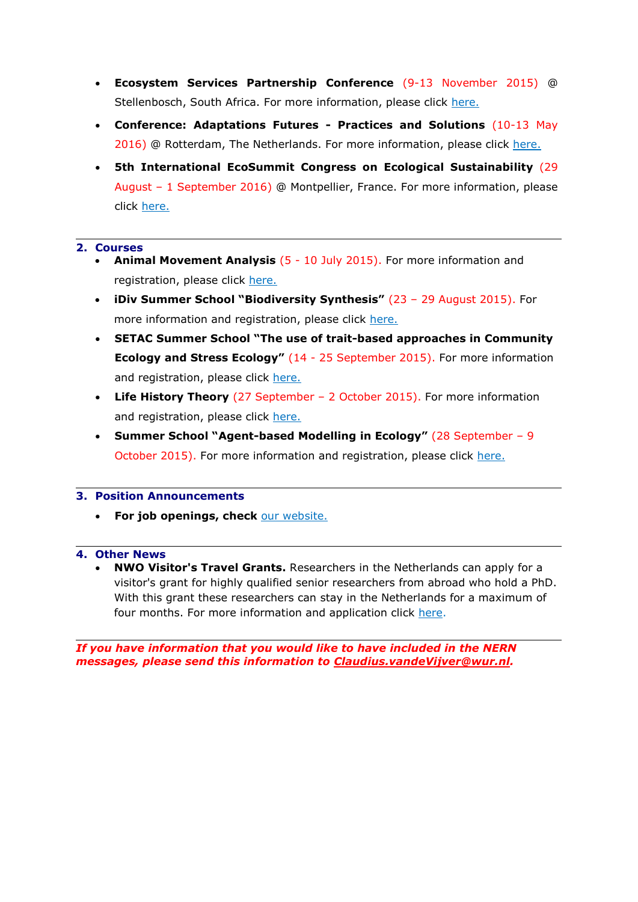- **Ecosystem Services Partnership Conference** (9-13 November 2015) @ Stellenbosch, South Africa. For more information, please click here.
- **Conference: Adaptations Futures - Practices and Solutions** (10-13 May 2016) @ Rotterdam, The Netherlands. For more information, please click here.
- **5th International EcoSummit Congress on Ecological Sustainability** (29 August – 1 September 2016) @ Montpellier, France. For more information, please click here.

---

## 2. Courses

- **Animal Movement Analysis** (5 - 10 July 2015). For more information and registration, please click here.
- **iDiv Summer School "Biodiversity Synthesis"** (23 – 29 August 2015). For more information and registration, please click here.
- **SETAC Summer School "The use of trait-based approaches in Community Ecology and Stress Ecology"** (14 - 25 September 2015). For more information and registration, please click here.
- **Life History Theory** (27 September – 2 October 2015). For more information and registration, please click here.
- **Summer School "Agent-based Modelling in Ecology"** (28 September – 9 October 2015). For more information and registration, please click here.

---

## 3. Position Announcements

- **For job openings, check** our website.

---

## 4. Other News

- **NWO Visitor's Travel Grants.** Researchers in the Netherlands can apply for a visitor's grant for highly qualified senior researchers from abroad who hold a PhD. With this grant these researchers can stay in the Netherlands for a maximum of four months. For more information and application click here.

---

***If you have information that you would like to have included in the NERN messages, please send this information to Claudius.vandeVijver@wur.nl.***